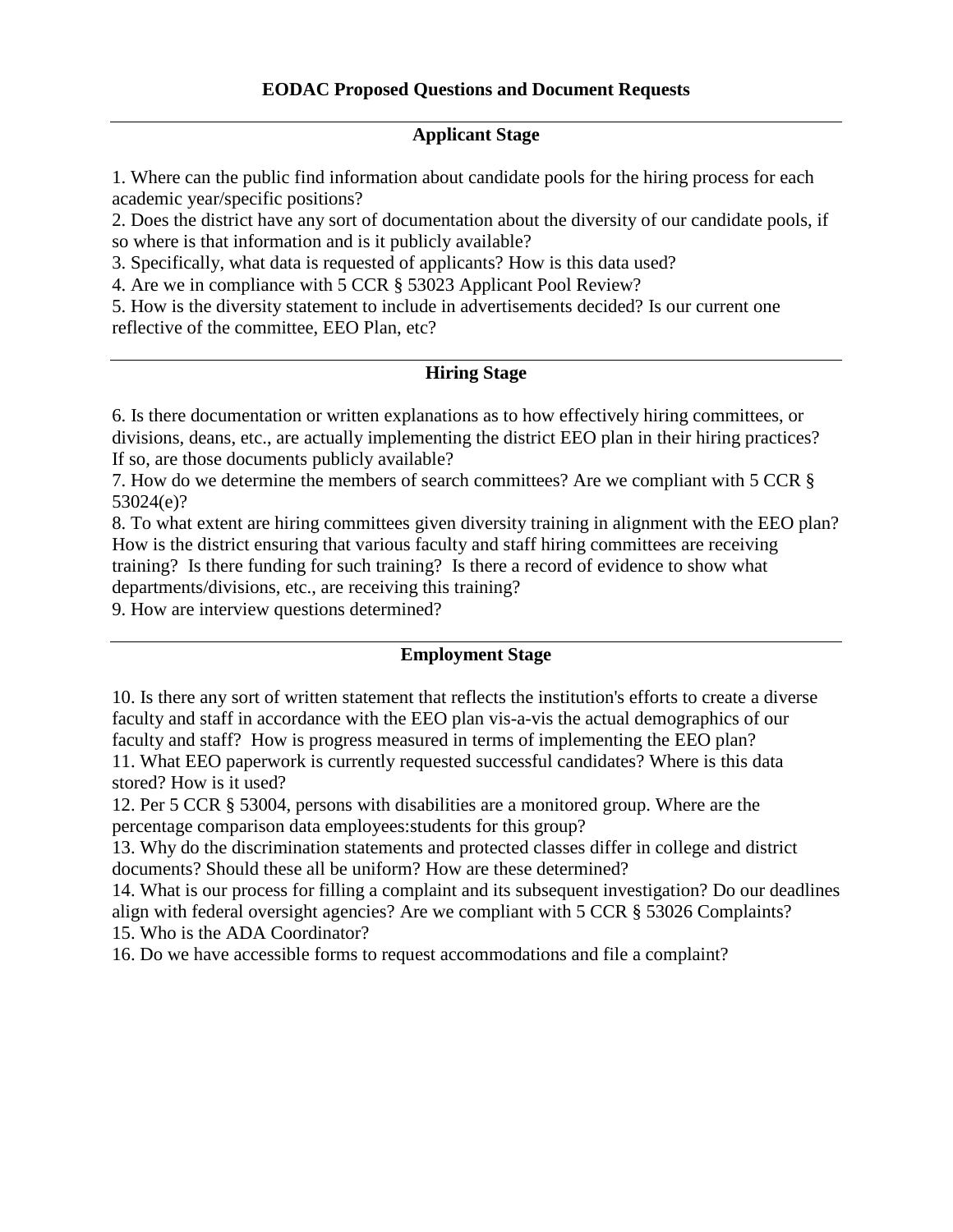# EODAC Proposed Questions and Document Requests

---

## Applicant Stage

1. Where can the public find information about candidate pools for the hiring process for each academic year/specific positions?
2. Does the district have any sort of documentation about the diversity of our candidate pools, if so where is that information and is it publicly available?
3. Specifically, what data is requested of applicants? How is this data used?
4. Are we in compliance with 5 CCR § 53023 Applicant Pool Review?
5. How is the diversity statement to include in advertisements decided? Is our current one reflective of the committee, EEO Plan, etc?

---

## Hiring Stage

6. Is there documentation or written explanations as to how effectively hiring committees, or divisions, deans, etc., are actually implementing the district EEO plan in their hiring practices? If so, are those documents publicly available?
7. How do we determine the members of search committees? Are we compliant with 5 CCR § 53024(e)?
8. To what extent are hiring committees given diversity training in alignment with the EEO plan? How is the district ensuring that various faculty and staff hiring committees are receiving training? Is there funding for such training? Is there a record of evidence to show what departments/divisions, etc., are receiving this training?
9. How are interview questions determined?

---

## Employment Stage

10. Is there any sort of written statement that reflects the institution's efforts to create a diverse faculty and staff in accordance with the EEO plan vis-a-vis the actual demographics of our faculty and staff? How is progress measured in terms of implementing the EEO plan?
11. What EEO paperwork is currently requested successful candidates? Where is this data stored? How is it used?
12. Per 5 CCR § 53004, persons with disabilities are a monitored group. Where are the percentage comparison data employees:students for this group?
13. Why do the discrimination statements and protected classes differ in college and district documents? Should these all be uniform? How are these determined?
14. What is our process for filling a complaint and its subsequent investigation? Do our deadlines align with federal oversight agencies? Are we compliant with 5 CCR § 53026 Complaints?
15. Who is the ADA Coordinator?
16. Do we have accessible forms to request accommodations and file a complaint?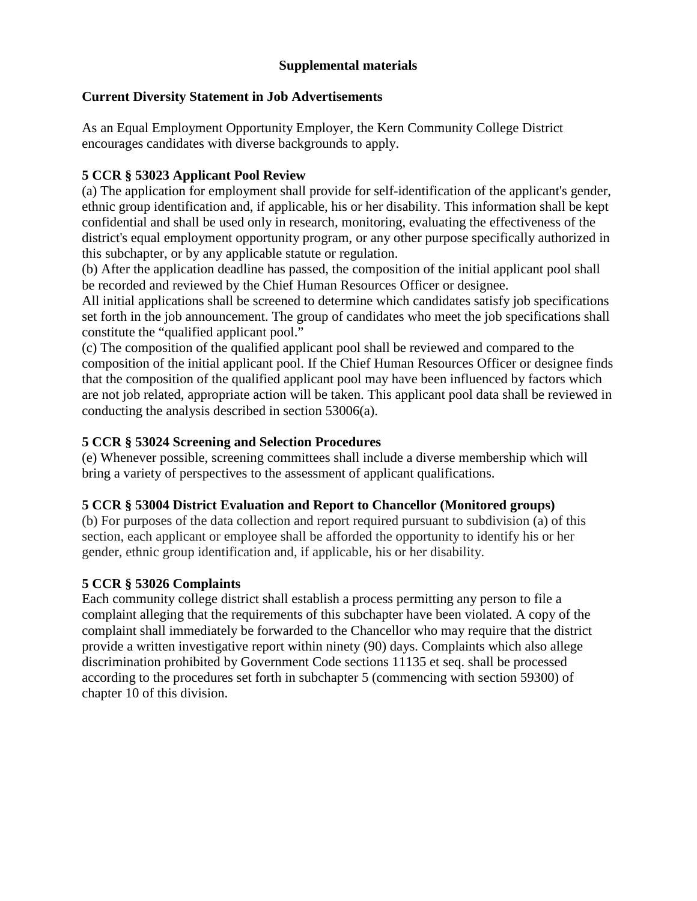**Supplemental materials**

**Current Diversity Statement in Job Advertisements**

As an Equal Employment Opportunity Employer, the Kern Community College District encourages candidates with diverse backgrounds to apply.

**5 CCR § 53023 Applicant Pool Review**

(a) The application for employment shall provide for self-identification of the applicant's gender, ethnic group identification and, if applicable, his or her disability. This information shall be kept confidential and shall be used only in research, monitoring, evaluating the effectiveness of the district's equal employment opportunity program, or any other purpose specifically authorized in this subchapter, or by any applicable statute or regulation.

(b) After the application deadline has passed, the composition of the initial applicant pool shall be recorded and reviewed by the Chief Human Resources Officer or designee.

All initial applications shall be screened to determine which candidates satisfy job specifications set forth in the job announcement. The group of candidates who meet the job specifications shall constitute the "qualified applicant pool."

(c) The composition of the qualified applicant pool shall be reviewed and compared to the composition of the initial applicant pool. If the Chief Human Resources Officer or designee finds that the composition of the qualified applicant pool may have been influenced by factors which are not job related, appropriate action will be taken. This applicant pool data shall be reviewed in conducting the analysis described in section 53006(a).

**5 CCR § 53024 Screening and Selection Procedures**

(e) Whenever possible, screening committees shall include a diverse membership which will bring a variety of perspectives to the assessment of applicant qualifications.

**5 CCR § 53004 District Evaluation and Report to Chancellor (Monitored groups)**

(b) For purposes of the data collection and report required pursuant to subdivision (a) of this section, each applicant or employee shall be afforded the opportunity to identify his or her gender, ethnic group identification and, if applicable, his or her disability.

**5 CCR § 53026 Complaints**

Each community college district shall establish a process permitting any person to file a complaint alleging that the requirements of this subchapter have been violated. A copy of the complaint shall immediately be forwarded to the Chancellor who may require that the district provide a written investigative report within ninety (90) days. Complaints which also allege discrimination prohibited by Government Code sections 11135 et seq. shall be processed according to the procedures set forth in subchapter 5 (commencing with section 59300) of chapter 10 of this division.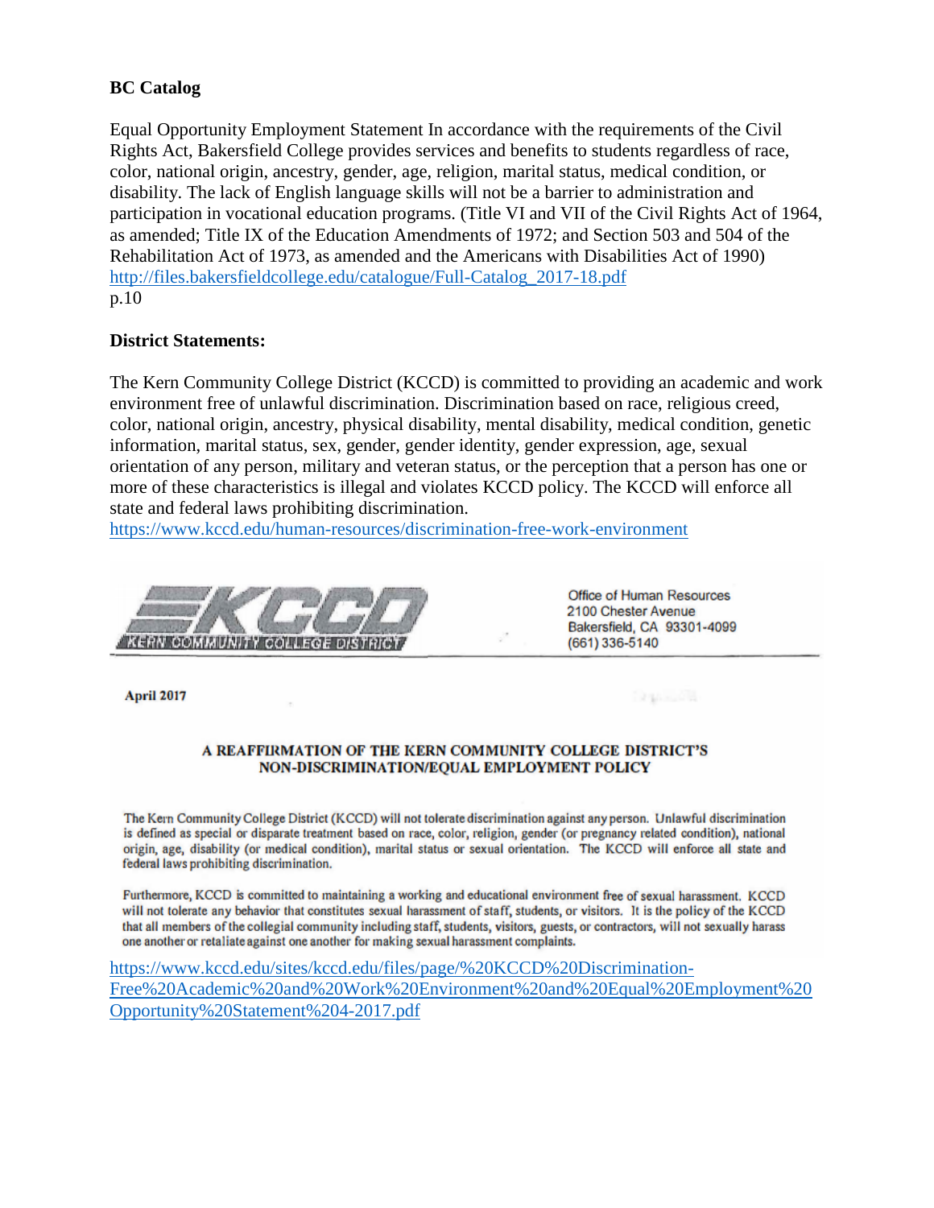**BC Catalog**

Equal Opportunity Employment Statement In accordance with the requirements of the Civil Rights Act, Bakersfield College provides services and benefits to students regardless of race, color, national origin, ancestry, gender, age, religion, marital status, medical condition, or disability. The lack of English language skills will not be a barrier to administration and participation in vocational education programs. (Title VI and VII of the Civil Rights Act of 1964, as amended; Title IX of the Education Amendments of 1972; and Section 503 and 504 of the Rehabilitation Act of 1973, as amended and the Americans with Disabilities Act of 1990) http://files.bakersfieldcollege.edu/catalogue/Full-Catalog_2017-18.pdf
p.10

**District Statements:**

The Kern Community College District (KCCD) is committed to providing an academic and work environment free of unlawful discrimination. Discrimination based on race, religious creed, color, national origin, ancestry, physical disability, mental disability, medical condition, genetic information, marital status, sex, gender, gender identity, gender expression, age, sexual orientation of any person, military and veteran status, or the perception that a person has one or more of these characteristics is illegal and violates KCCD policy. The KCCD will enforce all state and federal laws prohibiting discrimination.
https://www.kccd.edu/human-resources/discrimination-free-work-environment

KCCD KERN COMMUNITY COLLEGE DISTRICT

Office of Human Resources
2100 Chester Avenue
Bakersfield, CA 93301-4099
(661) 336-5140

**April 2017**

**A REAFFIRMATION OF THE KERN COMMUNITY COLLEGE DISTRICT'S NON-DISCRIMINATION/EQUAL EMPLOYMENT POLICY**

The Kern Community College District (KCCD) will not tolerate discrimination against any person. Unlawful discrimination is defined as special or disparate treatment based on race, color, religion, gender (or pregnancy related condition), national origin, age, disability (or medical condition), marital status or sexual orientation. The KCCD will enforce all state and federal laws prohibiting discrimination.

Furthermore, KCCD is committed to maintaining a working and educational environment free of sexual harassment. KCCD will not tolerate any behavior that constitutes sexual harassment of staff, students, or visitors. It is the policy of the KCCD that all members of the collegial community including staff, students, visitors, guests, or contractors, will not sexually harass one another or retaliate against one another for making sexual harassment complaints.

https://www.kccd.edu/sites/kccd.edu/files/page/%20KCCD%20Discrimination-Free%20Academic%20and%20Work%20Environment%20and%20Equal%20Employment%20Opportunity%20Statement%204-2017.pdf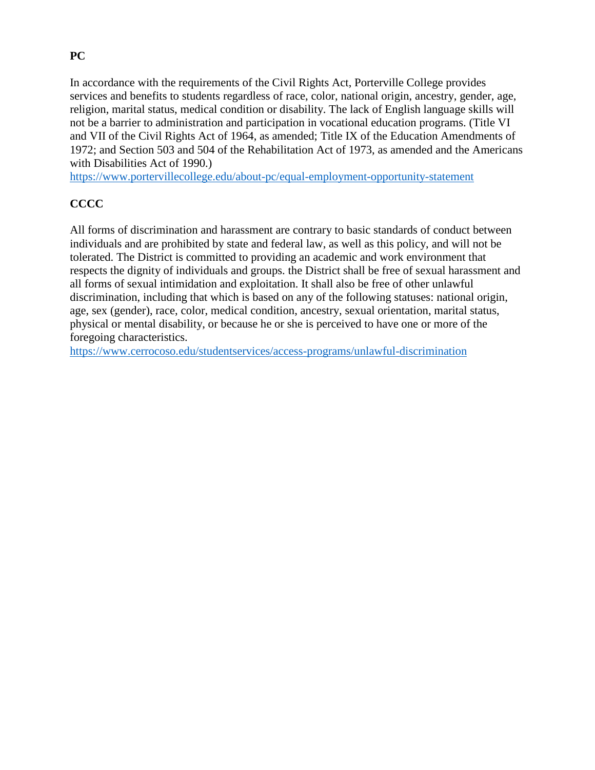**PC**

In accordance with the requirements of the Civil Rights Act, Porterville College provides services and benefits to students regardless of race, color, national origin, ancestry, gender, age, religion, marital status, medical condition or disability. The lack of English language skills will not be a barrier to administration and participation in vocational education programs. (Title VI and VII of the Civil Rights Act of 1964, as amended; Title IX of the Education Amendments of 1972; and Section 503 and 504 of the Rehabilitation Act of 1973, as amended and the Americans with Disabilities Act of 1990.)
https://www.portervillecollege.edu/about-pc/equal-employment-opportunity-statement

**CCCC**

All forms of discrimination and harassment are contrary to basic standards of conduct between individuals and are prohibited by state and federal law, as well as this policy, and will not be tolerated. The District is committed to providing an academic and work environment that respects the dignity of individuals and groups. the District shall be free of sexual harassment and all forms of sexual intimidation and exploitation. It shall also be free of other unlawful discrimination, including that which is based on any of the following statuses: national origin, age, sex (gender), race, color, medical condition, ancestry, sexual orientation, marital status, physical or mental disability, or because he or she is perceived to have one or more of the foregoing characteristics.
https://www.cerrocoso.edu/studentservices/access-programs/unlawful-discrimination